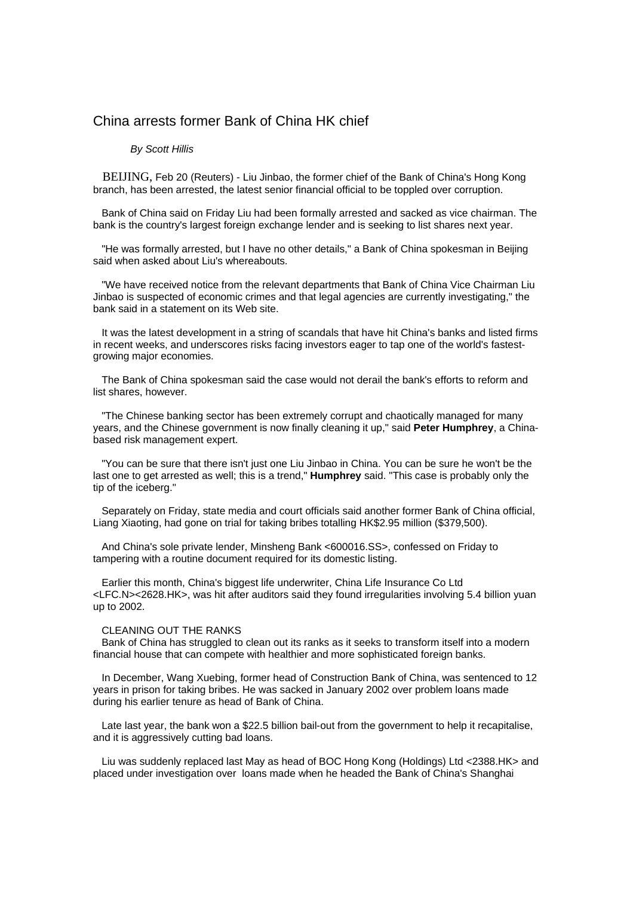# China arrests former Bank of China HK chief

*By Scott Hillis*

BEIJING, Feb 20 (Reuters) - Liu Jinbao, the former chief of the Bank of China's Hong Kong branch, has been arrested, the latest senior financial official to be toppled over corruption.

Bank of China said on Friday Liu had been formally arrested and sacked as vice chairman. The bank is the country's largest foreign exchange lender and is seeking to list shares next year.

"He was formally arrested, but I have no other details," a Bank of China spokesman in Beijing said when asked about Liu's whereabouts.

"We have received notice from the relevant departments that Bank of China Vice Chairman Liu Jinbao is suspected of economic crimes and that legal agencies are currently investigating," the bank said in a statement on its Web site.

It was the latest development in a string of scandals that have hit China's banks and listed firms in recent weeks, and underscores risks facing investors eager to tap one of the world's fastest-growing major economies.

The Bank of China spokesman said the case would not derail the bank's efforts to reform and list shares, however.

"The Chinese banking sector has been extremely corrupt and chaotically managed for many years, and the Chinese government is now finally cleaning it up," said **Peter Humphrey**, a China-based risk management expert.

"You can be sure that there isn't just one Liu Jinbao in China. You can be sure he won't be the last one to get arrested as well; this is a trend," **Humphrey** said. "This case is probably only the tip of the iceberg."

Separately on Friday, state media and court officials said another former Bank of China official, Liang Xiaoting, had gone on trial for taking bribes totalling HK$2.95 million ($379,500).

And China's sole private lender, Minsheng Bank <600016.SS>, confessed on Friday to tampering with a routine document required for its domestic listing.

Earlier this month, China's biggest life underwriter, China Life Insurance Co Ltd <LFC.N><2628.HK>, was hit after auditors said they found irregularities involving 5.4 billion yuan up to 2002.

CLEANING OUT THE RANKS

Bank of China has struggled to clean out its ranks as it seeks to transform itself into a modern financial house that can compete with healthier and more sophisticated foreign banks.

In December, Wang Xuebing, former head of Construction Bank of China, was sentenced to 12 years in prison for taking bribes. He was sacked in January 2002 over problem loans made during his earlier tenure as head of Bank of China.

Late last year, the bank won a $22.5 billion bail-out from the government to help it recapitalise, and it is aggressively cutting bad loans.

Liu was suddenly replaced last May as head of BOC Hong Kong (Holdings) Ltd <2388.HK> and placed under investigation over loans made when he headed the Bank of China's Shanghai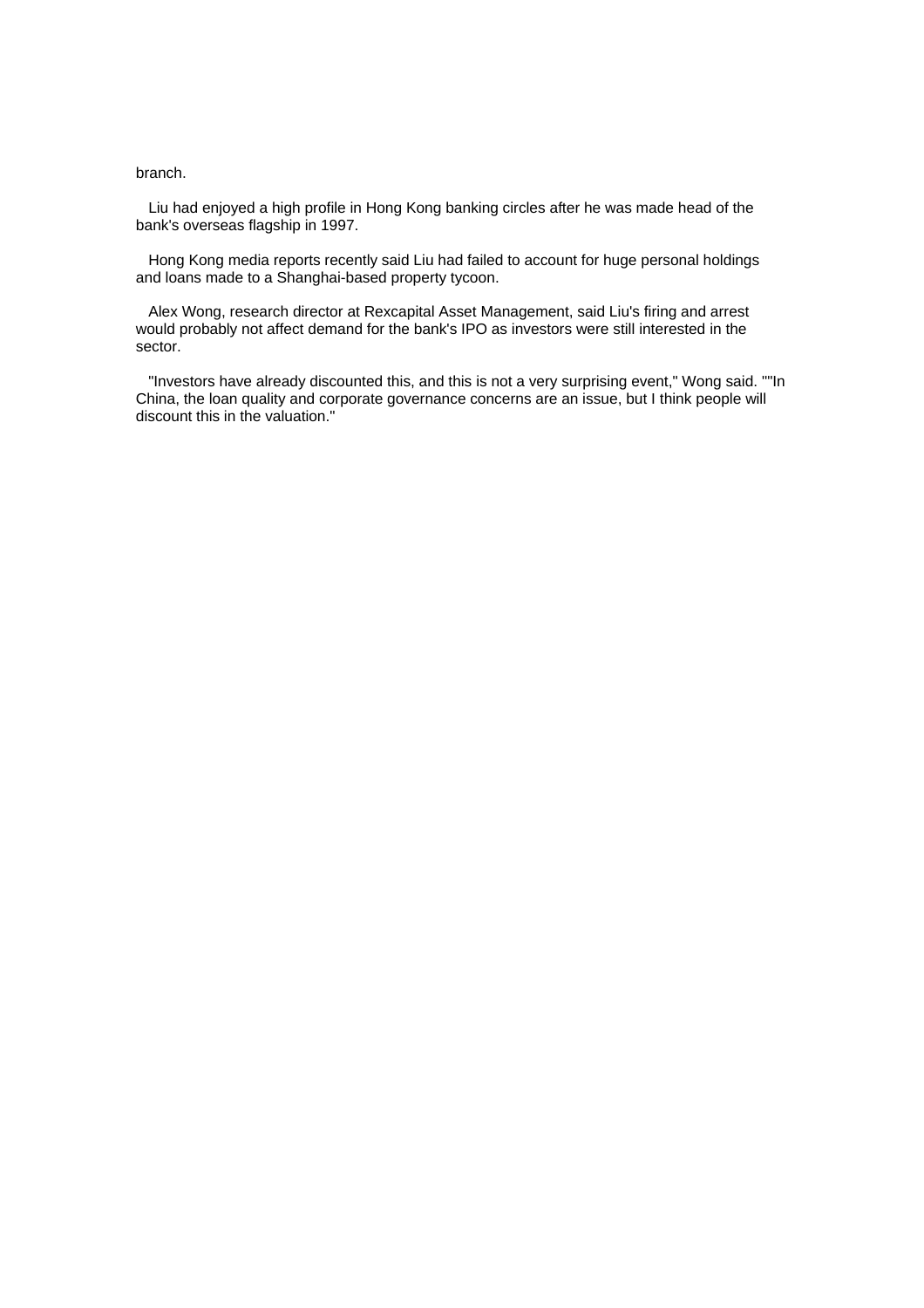branch.

Liu had enjoyed a high profile in Hong Kong banking circles after he was made head of the bank's overseas flagship in 1997.

Hong Kong media reports recently said Liu had failed to account for huge personal holdings and loans made to a Shanghai-based property tycoon.

Alex Wong, research director at Rexcapital Asset Management, said Liu's firing and arrest would probably not affect demand for the bank's IPO as investors were still interested in the sector.

"Investors have already discounted this, and this is not a very surprising event," Wong said. ""In China, the loan quality and corporate governance concerns are an issue, but I think people will discount this in the valuation."